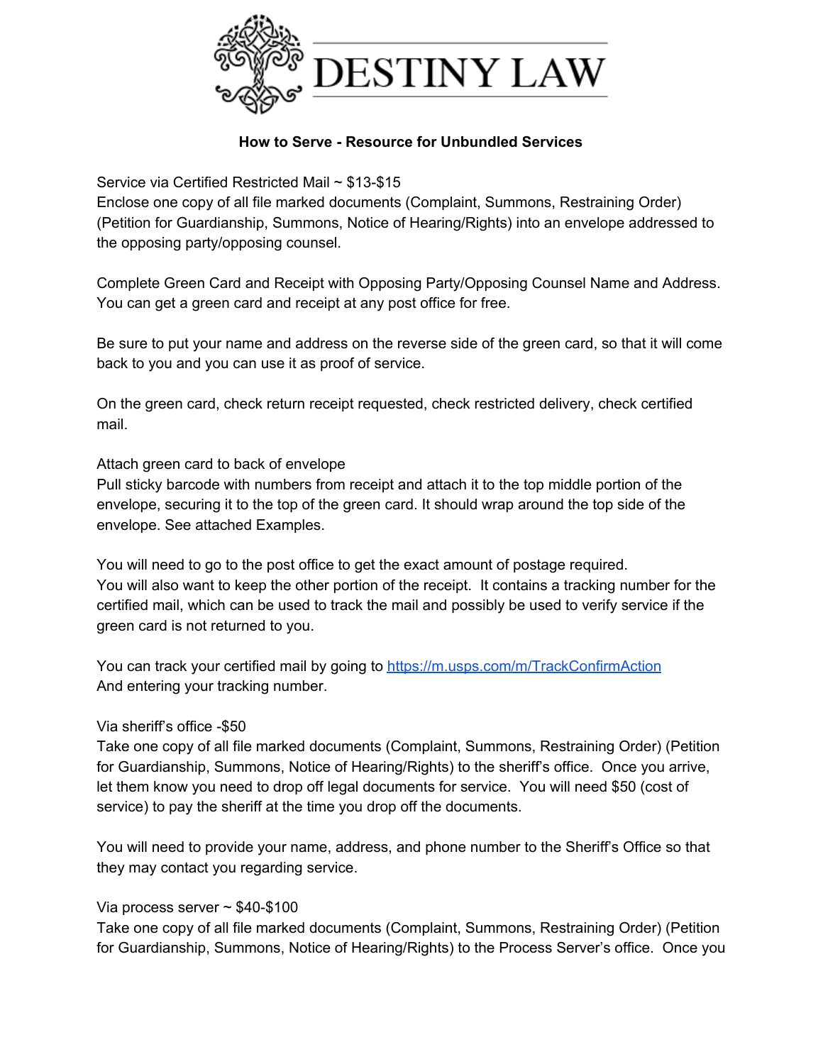# DESTINY LAW

**How to Serve - Resource for Unbundled Services**

Service via Certified Restricted Mail ~ $13-$15
Enclose one copy of all file marked documents (Complaint, Summons, Restraining Order) (Petition for Guardianship, Summons, Notice of Hearing/Rights) into an envelope addressed to the opposing party/opposing counsel.

Complete Green Card and Receipt with Opposing Party/Opposing Counsel Name and Address. You can get a green card and receipt at any post office for free.

Be sure to put your name and address on the reverse side of the green card, so that it will come back to you and you can use it as proof of service.

On the green card, check return receipt requested, check restricted delivery, check certified mail.

Attach green card to back of envelope
Pull sticky barcode with numbers from receipt and attach it to the top middle portion of the envelope, securing it to the top of the green card. It should wrap around the top side of the envelope. See attached Examples.

You will need to go to the post office to get the exact amount of postage required.
You will also want to keep the other portion of the receipt. It contains a tracking number for the certified mail, which can be used to track the mail and possibly be used to verify service if the green card is not returned to you.

You can track your certified mail by going to [https://m.usps.com/m/TrackConfirmAction](https://m.usps.com/m/TrackConfirmAction)
And entering your tracking number.

Via sheriff's office -$50
Take one copy of all file marked documents (Complaint, Summons, Restraining Order) (Petition for Guardianship, Summons, Notice of Hearing/Rights) to the sheriff's office. Once you arrive, let them know you need to drop off legal documents for service. You will need $50 (cost of service) to pay the sheriff at the time you drop off the documents.

You will need to provide your name, address, and phone number to the Sheriff's Office so that they may contact you regarding service.

Via process server ~ $40-$100
Take one copy of all file marked documents (Complaint, Summons, Restraining Order) (Petition for Guardianship, Summons, Notice of Hearing/Rights) to the Process Server's office. Once you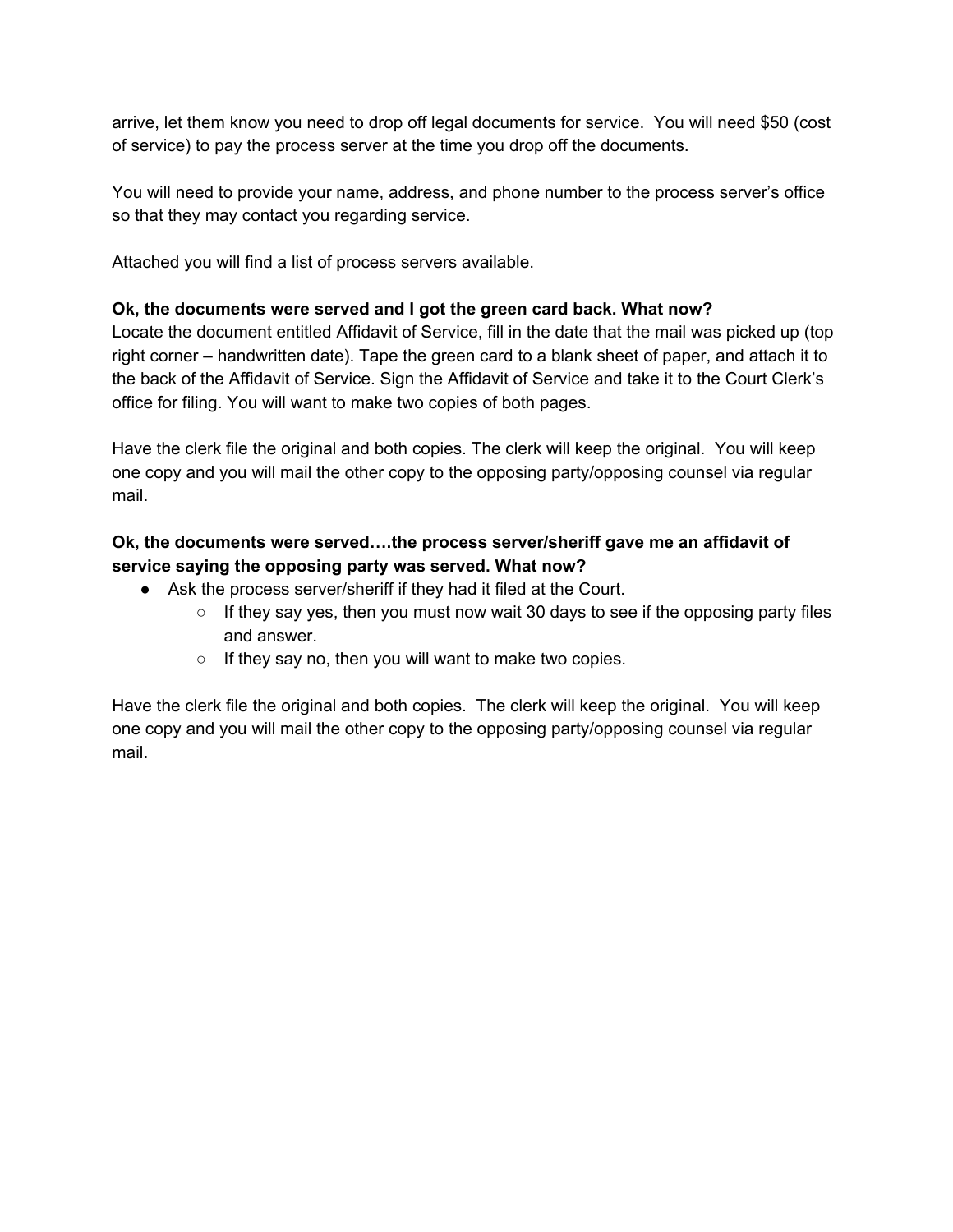arrive, let them know you need to drop off legal documents for service. You will need $50 (cost of service) to pay the process server at the time you drop off the documents.

You will need to provide your name, address, and phone number to the process server's office so that they may contact you regarding service.

Attached you will find a list of process servers available.

**Ok, the documents were served and I got the green card back. What now?**

Locate the document entitled Affidavit of Service, fill in the date that the mail was picked up (top right corner – handwritten date). Tape the green card to a blank sheet of paper, and attach it to the back of the Affidavit of Service. Sign the Affidavit of Service and take it to the Court Clerk's office for filing. You will want to make two copies of both pages.

Have the clerk file the original and both copies. The clerk will keep the original. You will keep one copy and you will mail the other copy to the opposing party/opposing counsel via regular mail.

**Ok, the documents were served….the process server/sheriff gave me an affidavit of service saying the opposing party was served. What now?**

- Ask the process server/sheriff if they had it filed at the Court.
  - If they say yes, then you must now wait 30 days to see if the opposing party files and answer.
  - If they say no, then you will want to make two copies.

Have the clerk file the original and both copies. The clerk will keep the original. You will keep one copy and you will mail the other copy to the opposing party/opposing counsel via regular mail.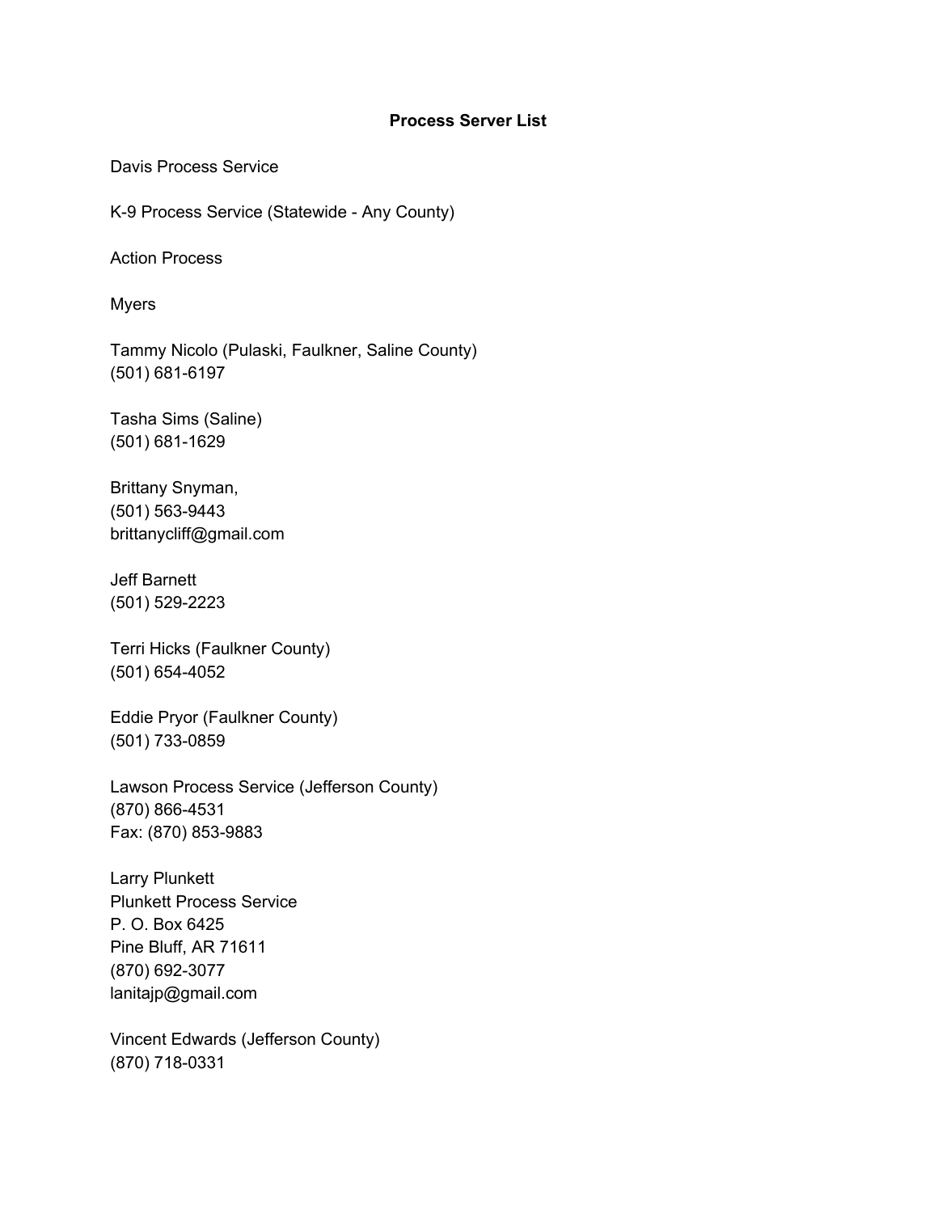**Process Server List**

Davis Process Service

K-9 Process Service (Statewide - Any County)

Action Process

Myers

Tammy Nicolo (Pulaski, Faulkner, Saline County)
(501) 681-6197

Tasha Sims (Saline)
(501) 681-1629

Brittany Snyman,
(501) 563-9443
brittanycliff@gmail.com

Jeff Barnett
(501) 529-2223

Terri Hicks (Faulkner County)
(501) 654-4052

Eddie Pryor (Faulkner County)
(501) 733-0859

Lawson Process Service (Jefferson County)
(870) 866-4531
Fax: (870) 853-9883

Larry Plunkett
Plunkett Process Service
P. O. Box 6425
Pine Bluff, AR 71611
(870) 692-3077
lanitajp@gmail.com

Vincent Edwards (Jefferson County)
(870) 718-0331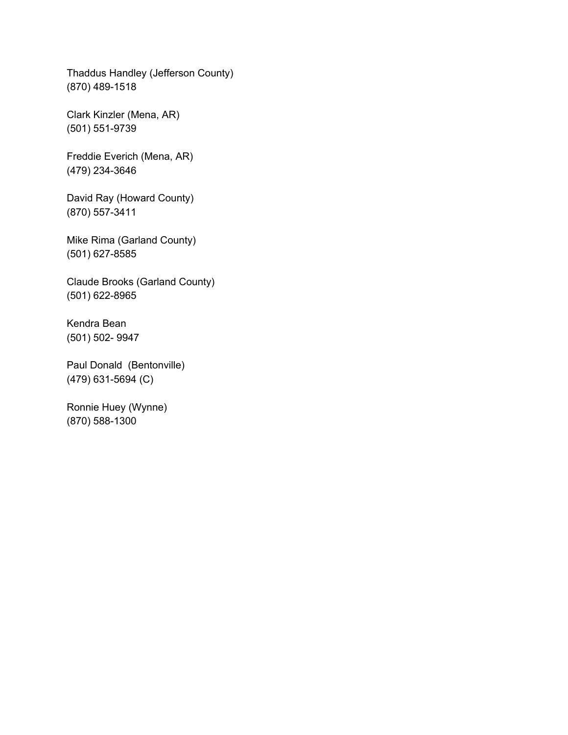Thaddus Handley (Jefferson County)
(870) 489-1518

Clark Kinzler (Mena, AR)
(501) 551-9739

Freddie Everich (Mena, AR)
(479) 234-3646

David Ray (Howard County)
(870) 557-3411

Mike Rima (Garland County)
(501) 627-8585

Claude Brooks (Garland County)
(501) 622-8965

Kendra Bean
(501) 502- 9947

Paul Donald (Bentonville)
(479) 631-5694 (C)

Ronnie Huey (Wynne)
(870) 588-1300